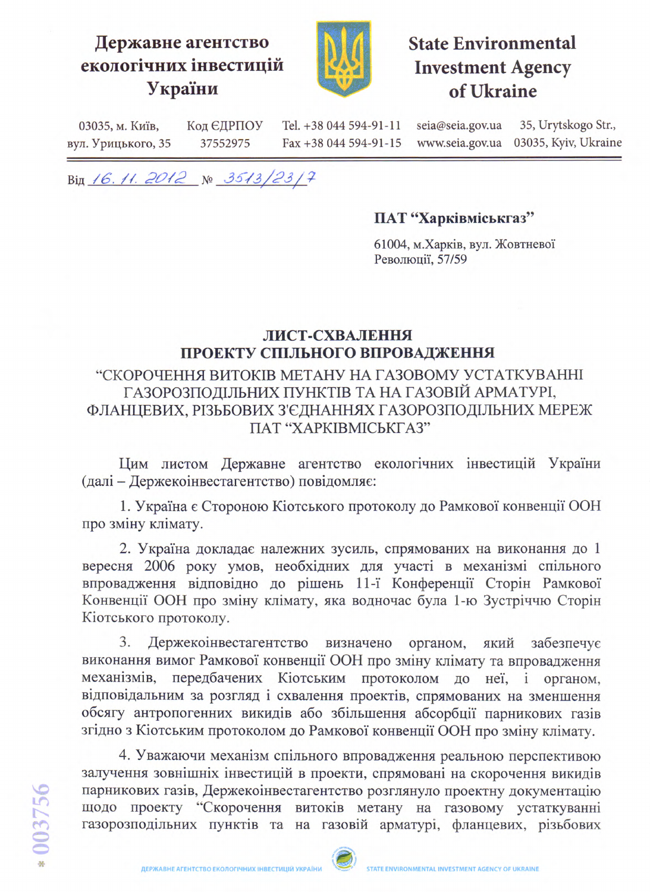**Державне агентство екологічних інвестицій України**

**State Environmental Investment Agency of Ukraine**

03035, м. Київ, вул. Урицького, 35 | Код ЄДРПОУ 37552975 | Tel. +38 044 594-91-11 Fax +38 044 594-91-15 | seia@seia.gov.ua www.seia.gov.ua | 35, Urytskogo Str., 03035, Kyiv, Ukraine

Від *16. 11. 2012* № *3513/23/7*

**ПАТ "Харківміськгаз"**

61004, м.Харків, вул. Жовтневої Революції, 57/59

## ЛИСТ-СХВАЛЕННЯ ПРОЕКТУ СПІЛЬНОГО ВПРОВАДЖЕННЯ

### "СКОРОЧЕННЯ ВИТОКІВ МЕТАНУ НА ГАЗОВОМУ УСТАТКУВАННІ ГАЗОРОЗПОДІЛЬНИХ ПУНКТІВ ТА НА ГАЗОВІЙ АРМАТУРІ, ФЛАНЦЕВИХ, РІЗЬБОВИХ З'ЄДНАННЯХ ГАЗОРОЗПОДІЛЬНИХ МЕРЕЖ ПАТ "ХАРКІВМІСЬКГАЗ"

Цим листом Державне агентство екологічних інвестицій України (далі – Держекоінвестагентство) повідомляє:

1. Україна є Стороною Кіотського протоколу до Рамкової конвенції ООН про зміну клімату.

2. Україна докладає належних зусиль, спрямованих на виконання до 1 вересня 2006 року умов, необхідних для участі в механізмі спільного впровадження відповідно до рішень 11-ї Конференції Сторін Рамкової Конвенції ООН про зміну клімату, яка водночас була 1-ю Зустріччю Сторін Кіотського протоколу.

3. Держекоінвестагентство визначено органом, який забезпечує виконання вимог Рамкової конвенції ООН про зміну клімату та впровадження механізмів, передбачених Кіотським протоколом до неї, і органом, відповідальним за розгляд і схвалення проектів, спрямованих на зменшення обсягу антропогенних викидів або збільшення абсорбції парникових газів згідно з Кіотським протоколом до Рамкової конвенції ООН про зміну клімату.

4. Уважаючи механізм спільного впровадження реальною перспективою залучення зовнішніх інвестицій в проекти, спрямовані на скорочення викидів парникових газів, Держекоінвестагентство розглянуло проектну документацію щодо проекту "Скорочення витоків метану на газовому устаткуванні газорозподільних пунктів та на газовій арматурі, фланцевих, різьбових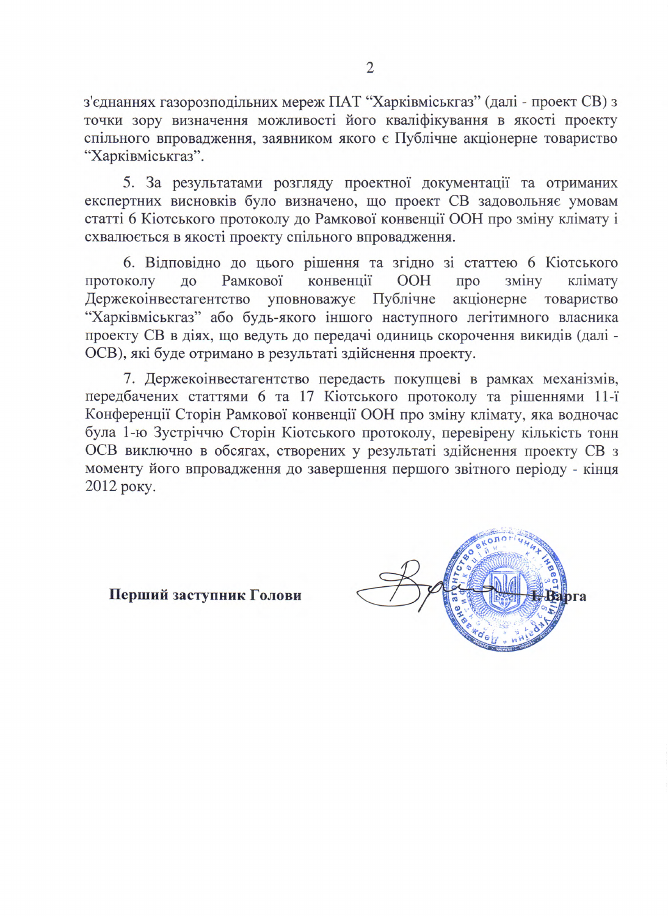з'єднаннях газорозподільних мереж ПАТ "Харківміськгаз" (далі - проект СВ) з точки зору визначення можливості його кваліфікування в якості проекту спільного впровадження, заявником якого є Публічне акціонерне товариство "Харківміськгаз".

5. За результатами розгляду проектної документації та отриманих експертних висновків було визначено, що проект СВ задовольняє умовам статті 6 Кіотського протоколу до Рамкової конвенції ООН про зміну клімату і схвалюється в якості проекту спільного впровадження.

6. Відповідно до цього рішення та згідно зі статтею 6 Кіотського протоколу до Рамкової конвенції ООН про зміну клімату Держекоінвестагентство уповноважує Публічне акціонерне товариство "Харківміськгаз" або будь-якого іншого наступного легітимного власника проекту СВ в діях, що ведуть до передачі одиниць скорочення викидів (далі - ОСВ), які буде отримано в результаті здійснення проекту.

7. Держекоінвестагентство передасть покупцеві в рамках механізмів, передбачених статтями 6 та 17 Кіотського протоколу та рішеннями 11-ї Конференції Сторін Рамкової конвенції ООН про зміну клімату, яка водночас була 1-ю Зустріччю Сторін Кіотського протоколу, перевірену кількість тонн ОСВ виключно в обсягах, створених у результаті здійснення проекту СВ з моменту його впровадження до завершення першого звітного періоду - кінця 2012 року.

**Перший заступник Голови** І. Варга